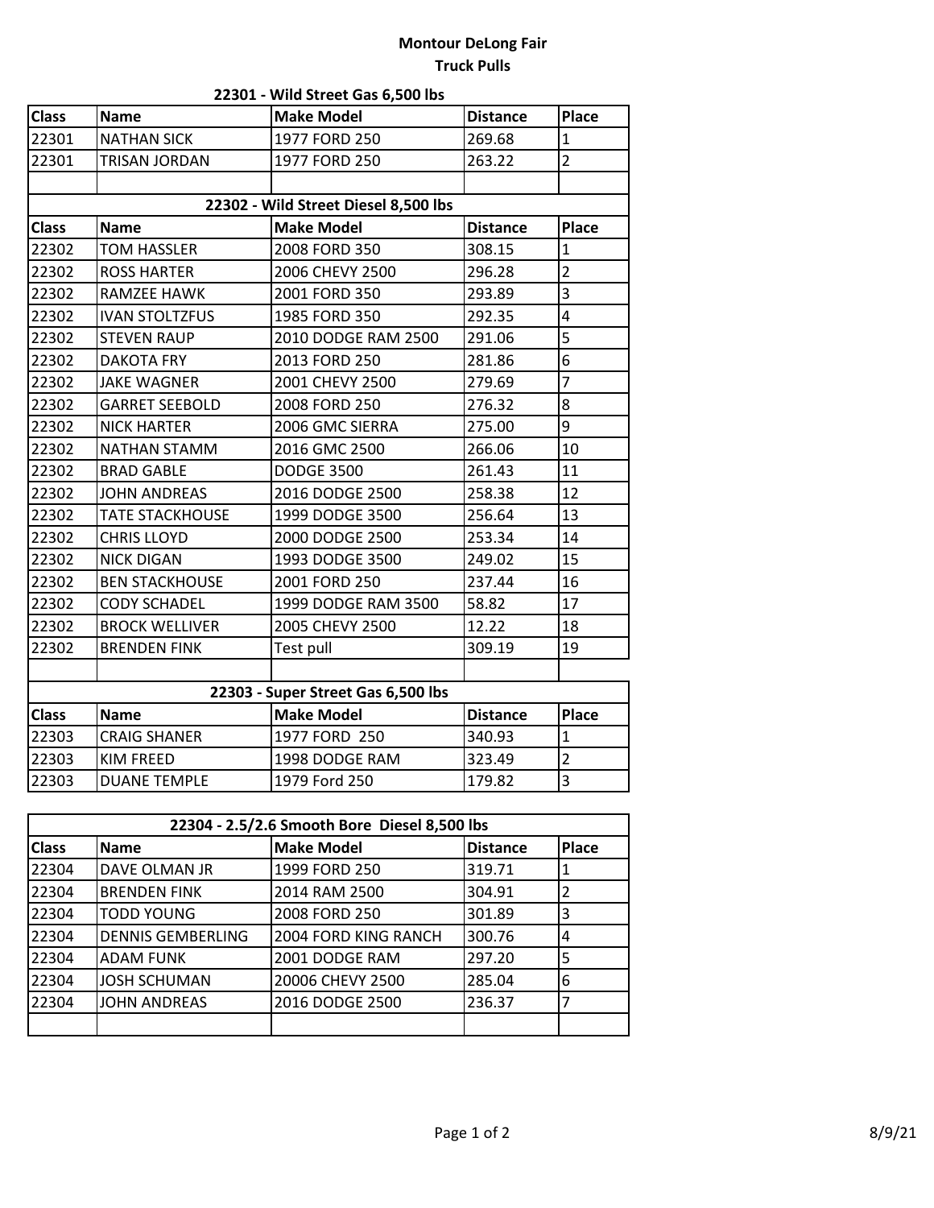# Montour DeLong Fair
## Truck Pulls

### 22301 - Wild Street Gas 6,500 lbs

| Class | Name | Make Model | Distance | Place |
|---|---|---|---|---|
| 22301 | NATHAN SICK | 1977 FORD 250 | 269.68 | 1 |
| 22301 | TRISAN JORDAN | 1977 FORD 250 | 263.22 | 2 |

### 22302 - Wild Street Diesel 8,500 lbs

| Class | Name | Make Model | Distance | Place |
|---|---|---|---|---|
| 22302 | TOM HASSLER | 2008 FORD 350 | 308.15 | 1 |
| 22302 | ROSS HARTER | 2006 CHEVY 2500 | 296.28 | 2 |
| 22302 | RAMZEE HAWK | 2001 FORD 350 | 293.89 | 3 |
| 22302 | IVAN STOLTZFUS | 1985 FORD 350 | 292.35 | 4 |
| 22302 | STEVEN RAUP | 2010 DODGE RAM 2500 | 291.06 | 5 |
| 22302 | DAKOTA FRY | 2013 FORD 250 | 281.86 | 6 |
| 22302 | JAKE WAGNER | 2001 CHEVY 2500 | 279.69 | 7 |
| 22302 | GARRET SEEBOLD | 2008 FORD 250 | 276.32 | 8 |
| 22302 | NICK HARTER | 2006 GMC SIERRA | 275.00 | 9 |
| 22302 | NATHAN STAMM | 2016 GMC 2500 | 266.06 | 10 |
| 22302 | BRAD GABLE | DODGE 3500 | 261.43 | 11 |
| 22302 | JOHN ANDREAS | 2016 DODGE 2500 | 258.38 | 12 |
| 22302 | TATE STACKHOUSE | 1999 DODGE 3500 | 256.64 | 13 |
| 22302 | CHRIS LLOYD | 2000 DODGE 2500 | 253.34 | 14 |
| 22302 | NICK DIGAN | 1993 DODGE 3500 | 249.02 | 15 |
| 22302 | BEN STACKHOUSE | 2001 FORD 250 | 237.44 | 16 |
| 22302 | CODY SCHADEL | 1999 DODGE RAM 3500 | 58.82 | 17 |
| 22302 | BROCK WELLIVER | 2005 CHEVY 2500 | 12.22 | 18 |
| 22302 | BRENDEN FINK | Test pull | 309.19 | 19 |

### 22303 - Super Street Gas 6,500 lbs

| Class | Name | Make Model | Distance | Place |
|---|---|---|---|---|
| 22303 | CRAIG SHANER | 1977 FORD 250 | 340.93 | 1 |
| 22303 | KIM FREED | 1998 DODGE RAM | 323.49 | 2 |
| 22303 | DUANE TEMPLE | 1979 Ford 250 | 179.82 | 3 |

### 22304 - 2.5/2.6 Smooth Bore Diesel 8,500 lbs

| Class | Name | Make Model | Distance | Place |
|---|---|---|---|---|
| 22304 | DAVE OLMAN JR | 1999 FORD 250 | 319.71 | 1 |
| 22304 | BRENDEN FINK | 2014 RAM 2500 | 304.91 | 2 |
| 22304 | TODD YOUNG | 2008 FORD 250 | 301.89 | 3 |
| 22304 | DENNIS GEMBERLING | 2004 FORD KING RANCH | 300.76 | 4 |
| 22304 | ADAM FUNK | 2001 DODGE RAM | 297.20 | 5 |
| 22304 | JOSH SCHUMAN | 20006 CHEVY 2500 | 285.04 | 6 |
| 22304 | JOHN ANDREAS | 2016 DODGE 2500 | 236.37 | 7 |

8/9/21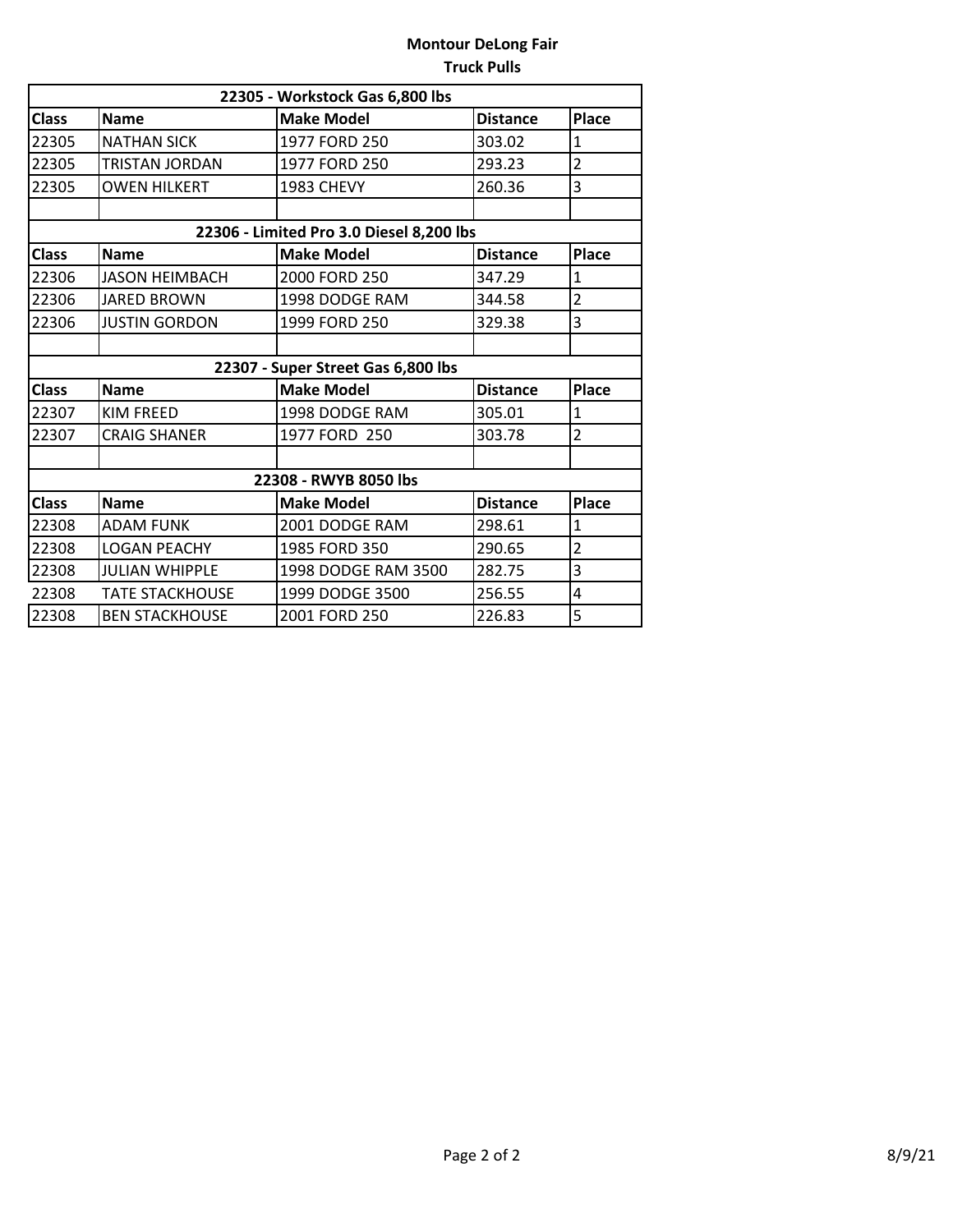**Montour DeLong Fair**

**Truck Pulls**

| 22305 - Workstock Gas 6,800 lbs | | | | |
|---|---|---|---|---|
| **Class** | **Name** | **Make Model** | **Distance** | **Place** |
| 22305 | NATHAN SICK | 1977 FORD 250 | 303.02 | 1 |
| 22305 | TRISTAN JORDAN | 1977 FORD 250 | 293.23 | 2 |
| 22305 | OWEN HILKERT | 1983 CHEVY | 260.36 | 3 |
| | | | | |
| **22306 - Limited Pro 3.0 Diesel 8,200 lbs** | | | | |
| **Class** | **Name** | **Make Model** | **Distance** | **Place** |
| 22306 | JASON HEIMBACH | 2000 FORD 250 | 347.29 | 1 |
| 22306 | JARED BROWN | 1998 DODGE RAM | 344.58 | 2 |
| 22306 | JUSTIN GORDON | 1999 FORD 250 | 329.38 | 3 |
| | | | | |
| **22307 - Super Street Gas 6,800 lbs** | | | | |
| **Class** | **Name** | **Make Model** | **Distance** | **Place** |
| 22307 | KIM FREED | 1998 DODGE RAM | 305.01 | 1 |
| 22307 | CRAIG SHANER | 1977 FORD 250 | 303.78 | 2 |
| | | | | |
| **22308 - RWYB 8050 lbs** | | | | |
| **Class** | **Name** | **Make Model** | **Distance** | **Place** |
| 22308 | ADAM FUNK | 2001 DODGE RAM | 298.61 | 1 |
| 22308 | LOGAN PEACHY | 1985 FORD 350 | 290.65 | 2 |
| 22308 | JULIAN WHIPPLE | 1998 DODGE RAM 3500 | 282.75 | 3 |
| 22308 | TATE STACKHOUSE | 1999 DODGE 3500 | 256.55 | 4 |
| 22308 | BEN STACKHOUSE | 2001 FORD 250 | 226.83 | 5 |

8/9/21